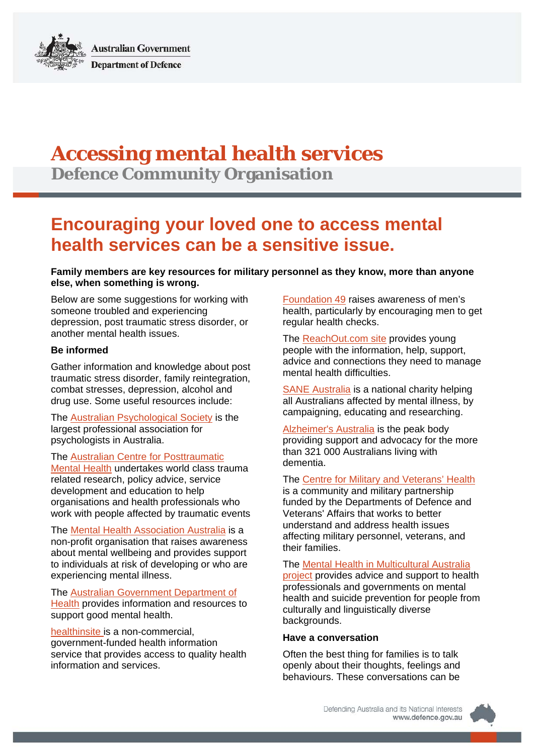Australian Government
Department of Defence

# Accessing mental health services

## Defence Community Organisation

## Encouraging your loved one to access mental health services can be a sensitive issue.

**Family members are key resources for military personnel as they know, more than anyone else, when something is wrong.**

Below are some suggestions for working with someone troubled and experiencing depression, post traumatic stress disorder, or another mental health issues.

### Be informed

Gather information and knowledge about post traumatic stress disorder, family reintegration, combat stresses, depression, alcohol and drug use. Some useful resources include:

The Australian Psychological Society is the largest professional association for psychologists in Australia.

The Australian Centre for Posttraumatic Mental Health undertakes world class trauma related research, policy advice, service development and education to help organisations and health professionals who work with people affected by traumatic events

The Mental Health Association Australia is a non-profit organisation that raises awareness about mental wellbeing and provides support to individuals at risk of developing or who are experiencing mental illness.

The Australian Government Department of Health provides information and resources to support good mental health.

healthinsite is a non-commercial, government-funded health information service that provides access to quality health information and services.

Foundation 49 raises awareness of men's health, particularly by encouraging men to get regular health checks.

The ReachOut.com site provides young people with the information, help, support, advice and connections they need to manage mental health difficulties.

SANE Australia is a national charity helping all Australians affected by mental illness, by campaigning, educating and researching.

Alzheimer's Australia is the peak body providing support and advocacy for the more than 321 000 Australians living with dementia.

The Centre for Military and Veterans' Health is a community and military partnership funded by the Departments of Defence and Veterans' Affairs that works to better understand and address health issues affecting military personnel, veterans, and their families.

The Mental Health in Multicultural Australia project provides advice and support to health professionals and governments on mental health and suicide prevention for people from culturally and linguistically diverse backgrounds.

### Have a conversation

Often the best thing for families is to talk openly about their thoughts, feelings and behaviours. These conversations can be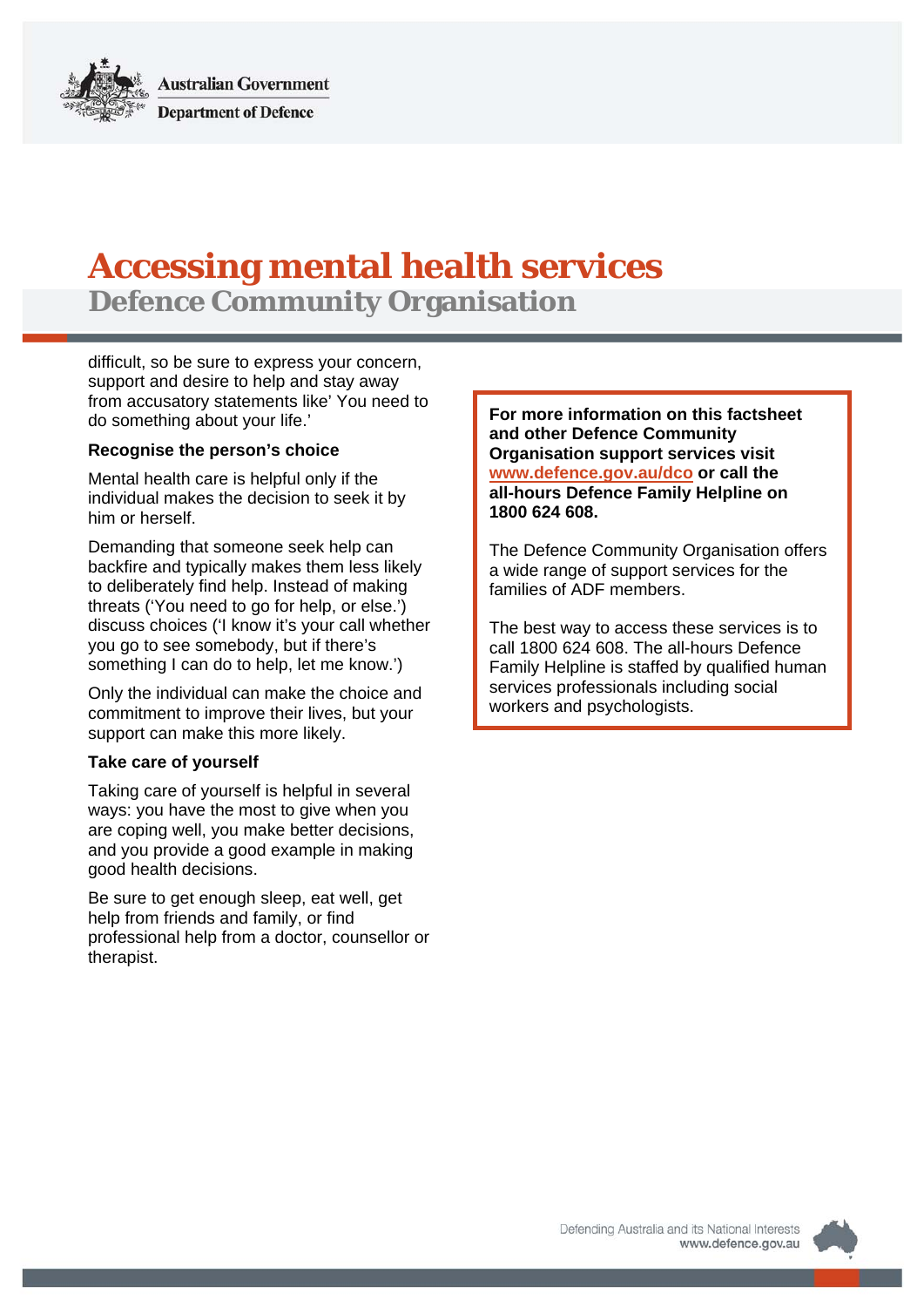# Accessing mental health services

## Defence Community Organisation

difficult, so be sure to express your concern, support and desire to help and stay away from accusatory statements like' You need to do something about your life.'

**Recognise the person's choice**

Mental health care is helpful only if the individual makes the decision to seek it by him or herself.

Demanding that someone seek help can backfire and typically makes them less likely to deliberately find help. Instead of making threats ('You need to go for help, or else.') discuss choices ('I know it's your call whether you go to see somebody, but if there's something I can do to help, let me know.')

Only the individual can make the choice and commitment to improve their lives, but your support can make this more likely.

**Take care of yourself**

Taking care of yourself is helpful in several ways: you have the most to give when you are coping well, you make better decisions, and you provide a good example in making good health decisions.

Be sure to get enough sleep, eat well, get help from friends and family, or find professional help from a doctor, counsellor or therapist.

**For more information on this factsheet and other Defence Community Organisation support services visit www.defence.gov.au/dco or call the all-hours Defence Family Helpline on 1800 624 608.**

The Defence Community Organisation offers a wide range of support services for the families of ADF members.

The best way to access these services is to call 1800 624 608. The all-hours Defence Family Helpline is staffed by qualified human services professionals including social workers and psychologists.